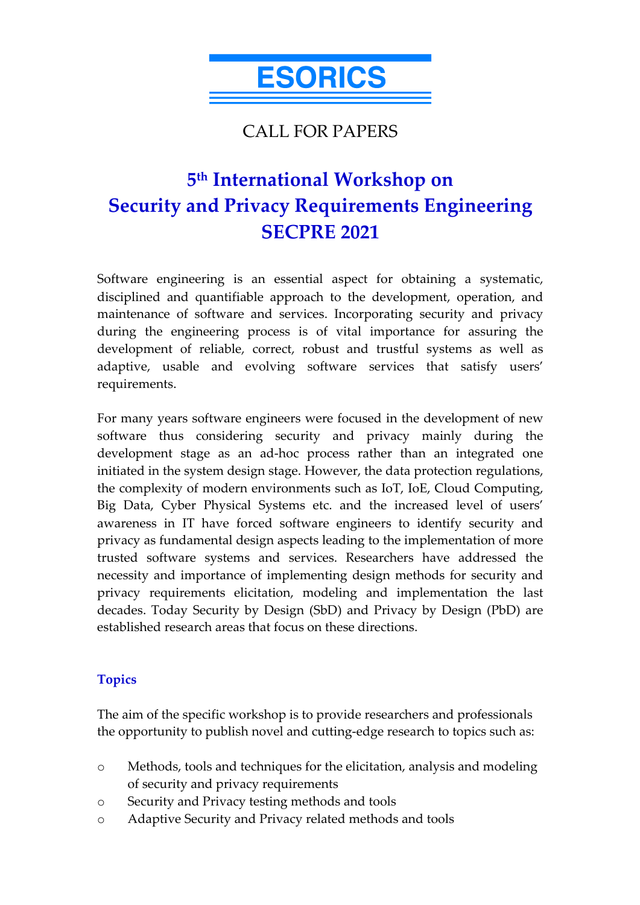# ESORICS

CALL FOR PAPERS

# 5th International Workshop on Security and Privacy Requirements Engineering SECPRE 2021

Software engineering is an essential aspect for obtaining a systematic, disciplined and quantifiable approach to the development, operation, and maintenance of software and services. Incorporating security and privacy during the engineering process is of vital importance for assuring the development of reliable, correct, robust and trustful systems as well as adaptive, usable and evolving software services that satisfy users' requirements.

For many years software engineers were focused in the development of new software thus considering security and privacy mainly during the development stage as an ad-hoc process rather than an integrated one initiated in the system design stage. However, the data protection regulations, the complexity of modern environments such as IoT, IoE, Cloud Computing, Big Data, Cyber Physical Systems etc. and the increased level of users' awareness in IT have forced software engineers to identify security and privacy as fundamental design aspects leading to the implementation of more trusted software systems and services. Researchers have addressed the necessity and importance of implementing design methods for security and privacy requirements elicitation, modeling and implementation the last decades. Today Security by Design (SbD) and Privacy by Design (PbD) are established research areas that focus on these directions.

## Topics

The aim of the specific workshop is to provide researchers and professionals the opportunity to publish novel and cutting-edge research to topics such as:

- Methods, tools and techniques for the elicitation, analysis and modeling of security and privacy requirements
- Security and Privacy testing methods and tools
- Adaptive Security and Privacy related methods and tools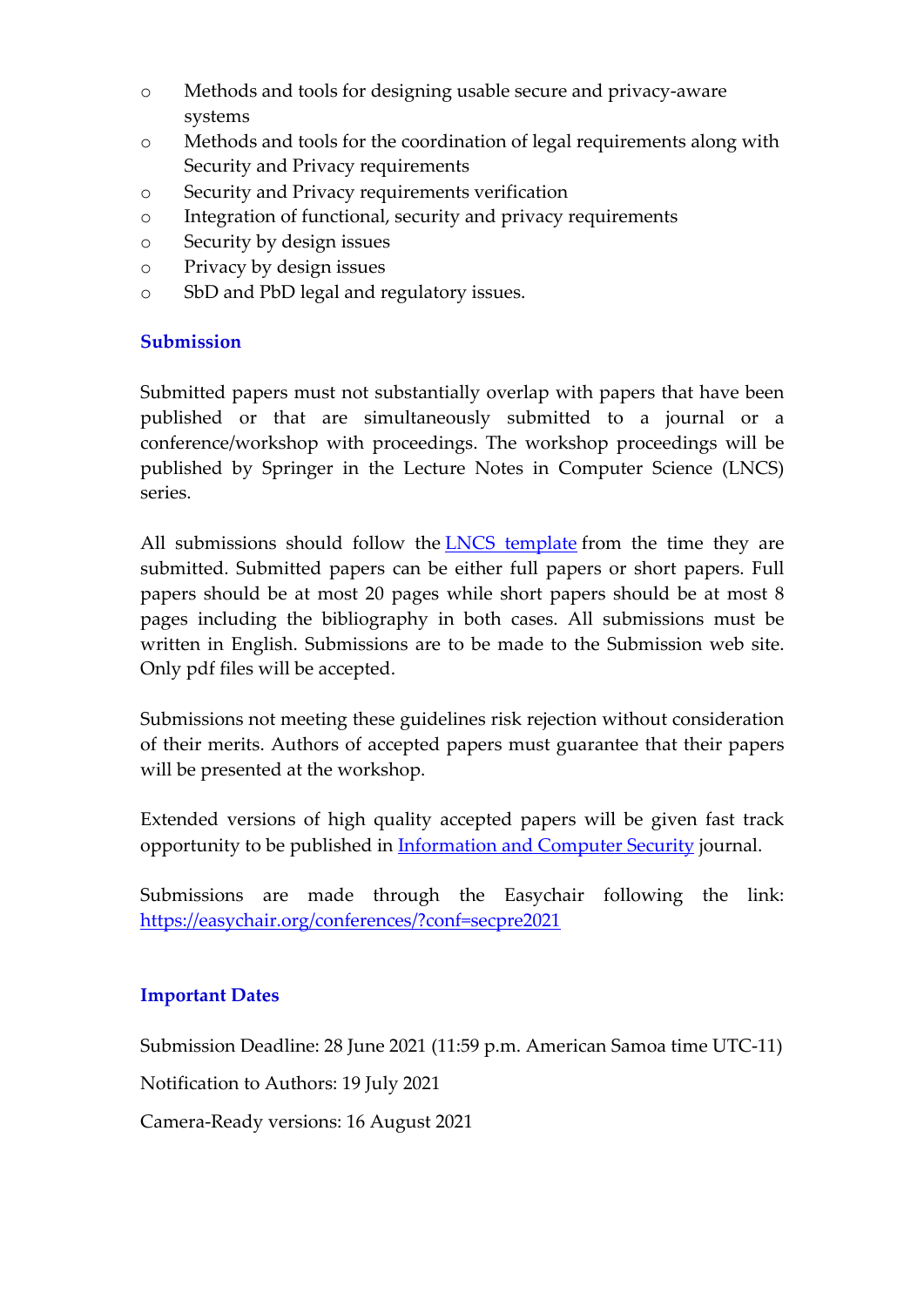- Methods and tools for designing usable secure and privacy-aware systems
- Methods and tools for the coordination of legal requirements along with Security and Privacy requirements
- Security and Privacy requirements verification
- Integration of functional, security and privacy requirements
- Security by design issues
- Privacy by design issues
- SbD and PbD legal and regulatory issues.

## Submission

Submitted papers must not substantially overlap with papers that have been published or that are simultaneously submitted to a journal or a conference/workshop with proceedings. The workshop proceedings will be published by Springer in the Lecture Notes in Computer Science (LNCS) series.

All submissions should follow the LNCS template from the time they are submitted. Submitted papers can be either full papers or short papers. Full papers should be at most 20 pages while short papers should be at most 8 pages including the bibliography in both cases. All submissions must be written in English. Submissions are to be made to the Submission web site. Only pdf files will be accepted.

Submissions not meeting these guidelines risk rejection without consideration of their merits. Authors of accepted papers must guarantee that their papers will be presented at the workshop.

Extended versions of high quality accepted papers will be given fast track opportunity to be published in Information and Computer Security journal.

Submissions are made through the Easychair following the link: https://easychair.org/conferences/?conf=secpre2021

## Important Dates

Submission Deadline: 28 June 2021 (11:59 p.m. American Samoa time UTC-11)

Notification to Authors: 19 July 2021

Camera-Ready versions: 16 August 2021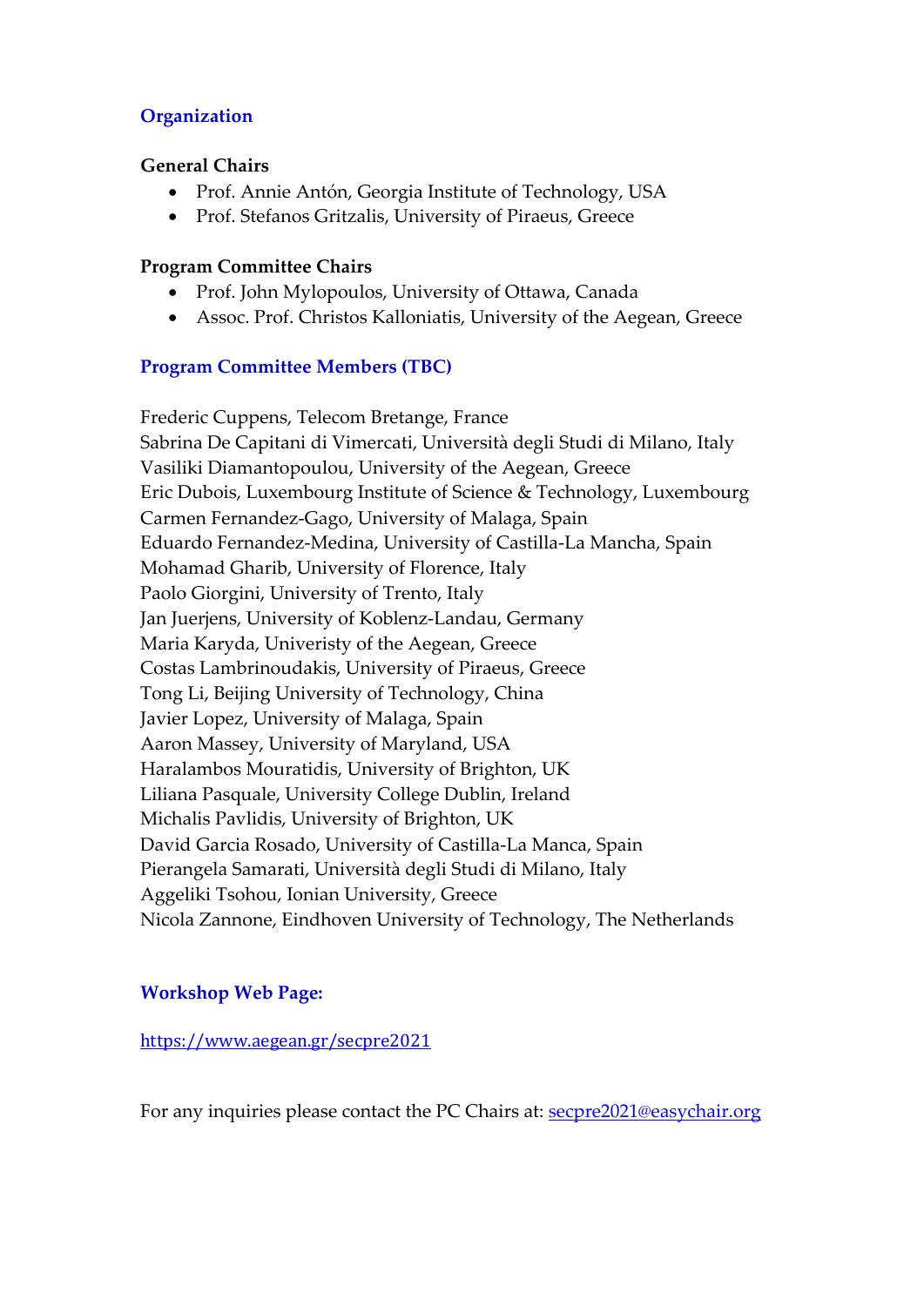## Organization

**General Chairs**

- Prof. Annie Antón, Georgia Institute of Technology, USA
- Prof. Stefanos Gritzalis, University of Piraeus, Greece

**Program Committee Chairs**

- Prof. John Mylopoulos, University of Ottawa, Canada
- Assoc. Prof. Christos Kalloniatis, University of the Aegean, Greece

## Program Committee Members (TBC)

Frederic Cuppens, Telecom Bretange, France
Sabrina De Capitani di Vimercati, Università degli Studi di Milano, Italy
Vasiliki Diamantopoulou, University of the Aegean, Greece
Eric Dubois, Luxembourg Institute of Science & Technology, Luxembourg
Carmen Fernandez-Gago, University of Malaga, Spain
Eduardo Fernandez-Medina, University of Castilla-La Mancha, Spain
Mohamad Gharib, University of Florence, Italy
Paolo Giorgini, University of Trento, Italy
Jan Juerjens, University of Koblenz-Landau, Germany
Maria Karyda, Univeristy of the Aegean, Greece
Costas Lambrinoudakis, University of Piraeus, Greece
Tong Li, Beijing University of Technology, China
Javier Lopez, University of Malaga, Spain
Aaron Massey, University of Maryland, USA
Haralambos Mouratidis, University of Brighton, UK
Liliana Pasquale, University College Dublin, Ireland
Michalis Pavlidis, University of Brighton, UK
David Garcia Rosado, University of Castilla-La Manca, Spain
Pierangela Samarati, Università degli Studi di Milano, Italy
Aggeliki Tsohou, Ionian University, Greece
Nicola Zannone, Eindhoven University of Technology, The Netherlands

## Workshop Web Page:

https://www.aegean.gr/secpre2021

For any inquiries please contact the PC Chairs at: secpre2021@easychair.org